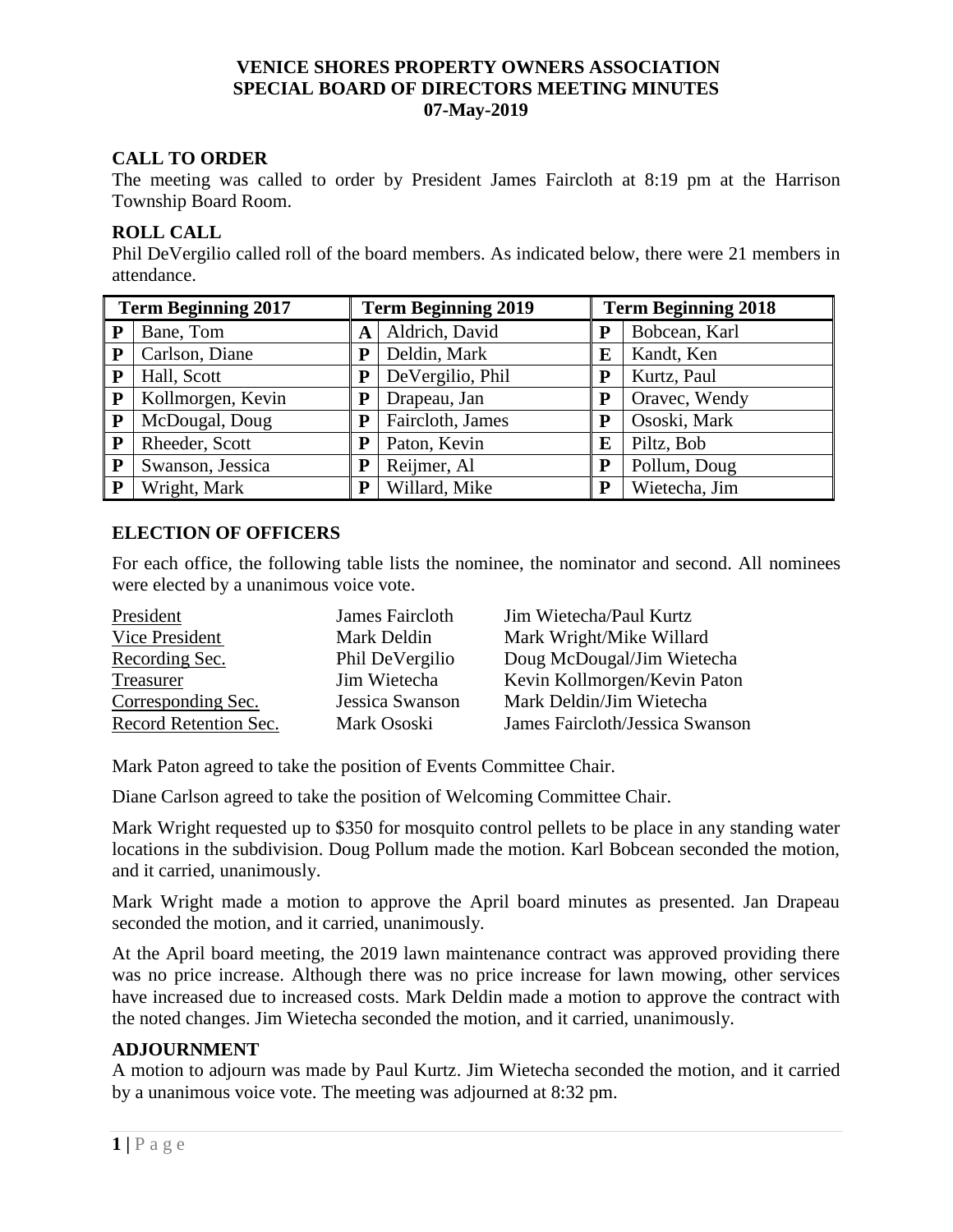**VENICE SHORES PROPERTY OWNERS ASSOCIATION**
**SPECIAL BOARD OF DIRECTORS MEETING MINUTES**
**07-May-2019**

## CALL TO ORDER

The meeting was called to order by President James Faircloth at 8:19 pm at the Harrison Township Board Room.

## ROLL CALL

Phil DeVergilio called roll of the board members. As indicated below, there were 21 members in attendance.

| Term Beginning 2017 | | Term Beginning 2019 | | Term Beginning 2018 | |
|---|---|---|---|---|---|
| **P** | Bane, Tom | **A** | Aldrich, David | **P** | Bobcean, Karl |
| **P** | Carlson, Diane | **P** | Deldin, Mark | **E** | Kandt, Ken |
| **P** | Hall, Scott | **P** | DeVergilio, Phil | **P** | Kurtz, Paul |
| **P** | Kollmorgen, Kevin | **P** | Drapeau, Jan | **P** | Oravec, Wendy |
| **P** | McDougal, Doug | **P** | Faircloth, James | **P** | Ososki, Mark |
| **P** | Rheeder, Scott | **P** | Paton, Kevin | **E** | Piltz, Bob |
| **P** | Swanson, Jessica | **P** | Reijmer, Al | **P** | Pollum, Doug |
| **P** | Wright, Mark | **P** | Willard, Mike | **P** | Wietecha, Jim |

## ELECTION OF OFFICERS

For each office, the following table lists the nominee, the nominator and second. All nominees were elected by a unanimous voice vote.

| Office | Nominee | Nominator/Second |
|---|---|---|
| President | James Faircloth | Jim Wietecha/Paul Kurtz |
| Vice President | Mark Deldin | Mark Wright/Mike Willard |
| Recording Sec. | Phil DeVergilio | Doug McDougal/Jim Wietecha |
| Treasurer | Jim Wietecha | Kevin Kollmorgen/Kevin Paton |
| Corresponding Sec. | Jessica Swanson | Mark Deldin/Jim Wietecha |
| Record Retention Sec. | Mark Ososki | James Faircloth/Jessica Swanson |

Mark Paton agreed to take the position of Events Committee Chair.

Diane Carlson agreed to take the position of Welcoming Committee Chair.

Mark Wright requested up to $350 for mosquito control pellets to be place in any standing water locations in the subdivision. Doug Pollum made the motion. Karl Bobcean seconded the motion, and it carried, unanimously.

Mark Wright made a motion to approve the April board minutes as presented. Jan Drapeau seconded the motion, and it carried, unanimously.

At the April board meeting, the 2019 lawn maintenance contract was approved providing there was no price increase. Although there was no price increase for lawn mowing, other services have increased due to increased costs. Mark Deldin made a motion to approve the contract with the noted changes. Jim Wietecha seconded the motion, and it carried, unanimously.

## ADJOURNMENT

A motion to adjourn was made by Paul Kurtz. Jim Wietecha seconded the motion, and it carried by a unanimous voice vote. The meeting was adjourned at 8:32 pm.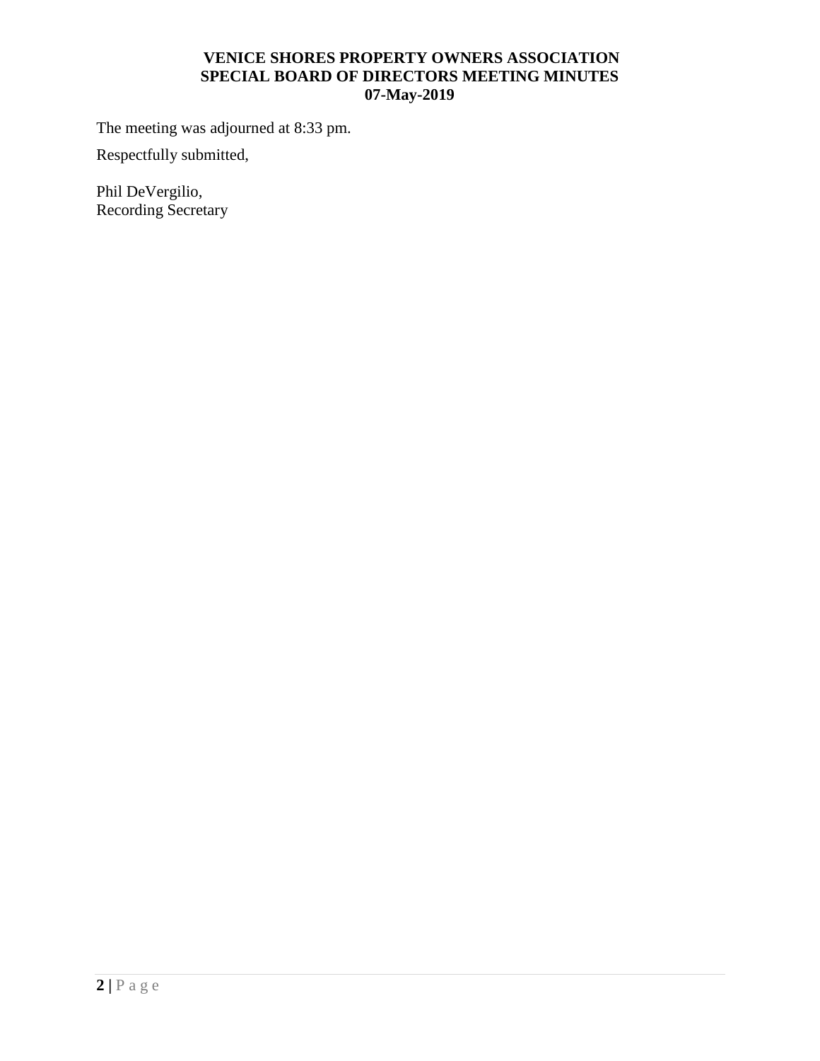The meeting was adjourned at 8:33 pm.

Respectfully submitted,

Phil DeVergilio,
Recording Secretary